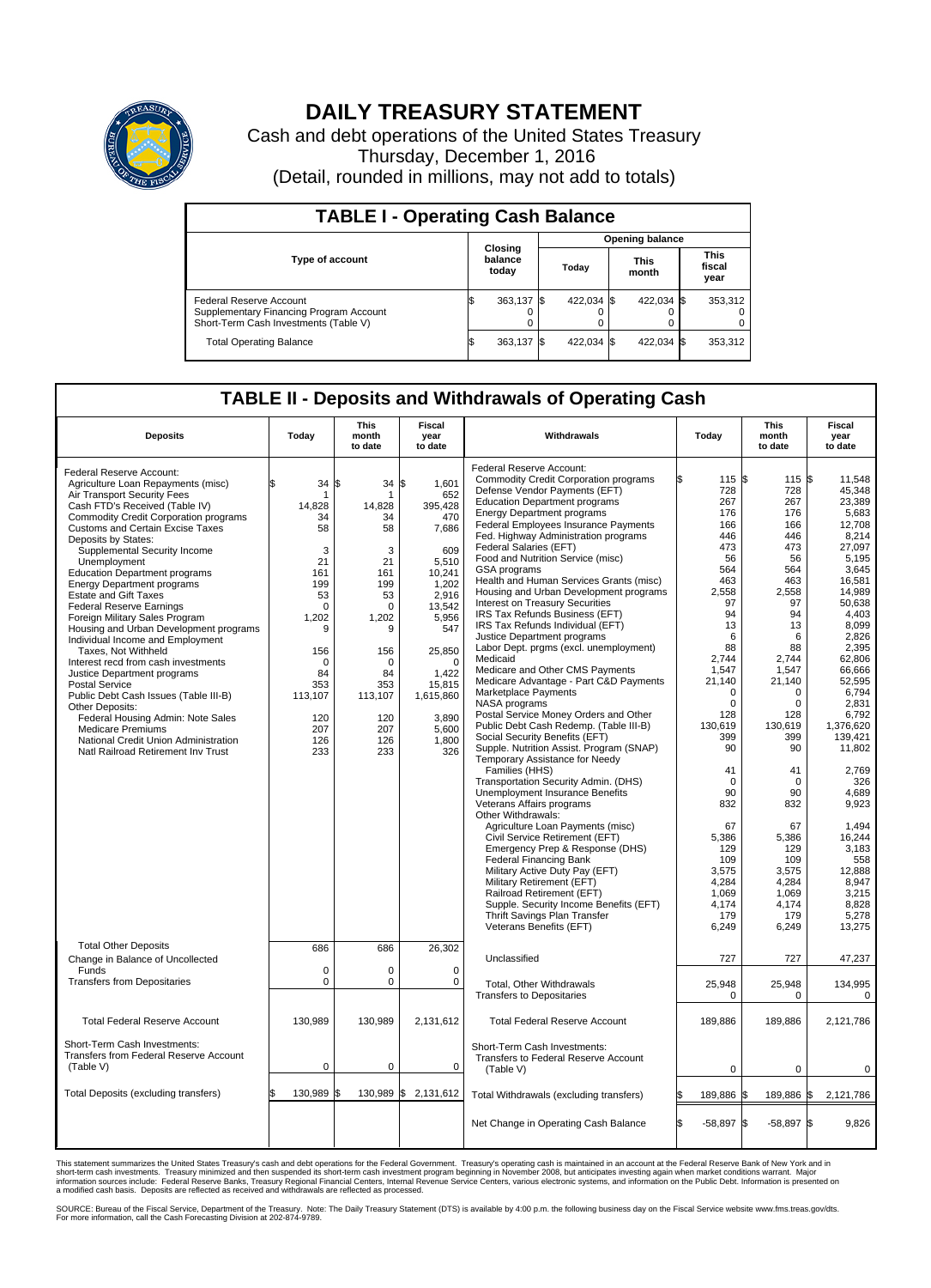# DAILY TREASURY STATEMENT

Cash and debt operations of the United States Treasury
Thursday, December 1, 2016
(Detail, rounded in millions, may not add to totals)

## TABLE I - Operating Cash Balance

| Type of account | Closing balance today | Opening balance Today | Opening balance This month | Opening balance This fiscal year |
|---|---|---|---|---|
| Federal Reserve Account | $ 363,137 | $ 422,034 | $ 422,034 | $ 353,312 |
| Supplementary Financing Program Account | 0 | 0 | 0 | 0 |
| Short-Term Cash Investments (Table V) | 0 | 0 | 0 | 0 |
| Total Operating Balance | $ 363,137 | $ 422,034 | $ 422,034 | $ 353,312 |

## TABLE II - Deposits and Withdrawals of Operating Cash

| Deposits | Today | This month to date | Fiscal year to date |
|---|---|---|---|
| Federal Reserve Account: | | | |
| Agriculture Loan Repayments (misc) | $ 34 | $ 34 | $ 1,601 |
| Air Transport Security Fees | 1 | 1 | 652 |
| Cash FTD's Received (Table IV) | 14,828 | 14,828 | 395,428 |
| Commodity Credit Corporation programs | 34 | 34 | 470 |
| Customs and Certain Excise Taxes | 58 | 58 | 7,686 |
| Deposits by States: | | | |
| Supplemental Security Income | 3 | 3 | 609 |
| Unemployment | 21 | 21 | 5,510 |
| Education Department programs | 161 | 161 | 10,241 |
| Energy Department programs | 199 | 199 | 1,202 |
| Estate and Gift Taxes | 53 | 53 | 2,916 |
| Federal Reserve Earnings | 0 | 0 | 13,542 |
| Foreign Military Sales Program | 1,202 | 1,202 | 5,956 |
| Housing and Urban Development programs | 9 | 9 | 547 |
| Individual Income and Employment Taxes, Not Withheld | 156 | 156 | 25,850 |
| Interest recd from cash investments | 0 | 0 | 0 |
| Justice Department programs | 84 | 84 | 1,422 |
| Postal Service | 353 | 353 | 15,815 |
| Public Debt Cash Issues (Table III-B) | 113,107 | 113,107 | 1,615,860 |
| Other Deposits: | | | |
| Federal Housing Admin: Note Sales | 120 | 120 | 3,890 |
| Medicare Premiums | 207 | 207 | 5,600 |
| National Credit Union Administration | 126 | 126 | 1,800 |
| Natl Railroad Retirement Inv Trust | 233 | 233 | 326 |
| Total Other Deposits | 686 | 686 | 26,302 |
| Change in Balance of Uncollected Funds | 0 | 0 | 0 |
| Transfers from Depositaries | 0 | 0 | 0 |
| Total Federal Reserve Account | 130,989 | 130,989 | 2,131,612 |
| Short-Term Cash Investments: Transfers from Federal Reserve Account (Table V) | 0 | 0 | 0 |
| Total Deposits (excluding transfers) | $ 130,989 | $ 130,989 | $ 2,131,612 |

| Withdrawals | Today | This month to date | Fiscal year to date |
|---|---|---|---|
| Federal Reserve Account: | | | |
| Commodity Credit Corporation programs | $ 115 | $ 115 | $ 11,548 |
| Defense Vendor Payments (EFT) | 728 | 728 | 45,348 |
| Education Department programs | 267 | 267 | 23,389 |
| Energy Department programs | 176 | 176 | 5,683 |
| Federal Employees Insurance Payments | 166 | 166 | 12,708 |
| Fed. Highway Administration programs | 446 | 446 | 8,214 |
| Federal Salaries (EFT) | 473 | 473 | 27,097 |
| Food and Nutrition Service (misc) | 56 | 56 | 5,195 |
| GSA programs | 564 | 564 | 3,645 |
| Health and Human Services Grants (misc) | 463 | 463 | 16,581 |
| Housing and Urban Development programs | 2,558 | 2,558 | 14,989 |
| Interest on Treasury Securities | 97 | 97 | 50,638 |
| IRS Tax Refunds Business (EFT) | 94 | 94 | 4,403 |
| IRS Tax Refunds Individual (EFT) | 13 | 13 | 8,099 |
| Justice Department programs | 6 | 6 | 2,826 |
| Labor Dept. prgms (excl. unemployment) | 88 | 88 | 2,395 |
| Medicaid | 2,744 | 2,744 | 62,806 |
| Medicare and Other CMS Payments | 1,547 | 1,547 | 66,666 |
| Medicare Advantage - Part C&D Payments | 21,140 | 21,140 | 52,595 |
| Marketplace Payments | 0 | 0 | 6,794 |
| NASA programs | 0 | 0 | 2,831 |
| Postal Service Money Orders and Other | 128 | 128 | 6,792 |
| Public Debt Cash Redemp. (Table III-B) | 130,619 | 130,619 | 1,376,620 |
| Social Security Benefits (EFT) | 399 | 399 | 139,421 |
| Supple. Nutrition Assist. Program (SNAP) | 90 | 90 | 11,802 |
| Temporary Assistance for Needy Families (HHS) | 41 | 41 | 2,769 |
| Transportation Security Admin. (DHS) | 0 | 0 | 326 |
| Unemployment Insurance Benefits | 90 | 90 | 4,689 |
| Veterans Affairs programs | 832 | 832 | 9,923 |
| Other Withdrawals: | | | |
| Agriculture Loan Payments (misc) | 67 | 67 | 1,494 |
| Civil Service Retirement (EFT) | 5,386 | 5,386 | 16,244 |
| Emergency Prep & Response (DHS) | 129 | 129 | 3,183 |
| Federal Financing Bank | 109 | 109 | 558 |
| Military Active Duty Pay (EFT) | 3,575 | 3,575 | 12,888 |
| Military Retirement (EFT) | 4,284 | 4,284 | 8,947 |
| Railroad Retirement (EFT) | 1,069 | 1,069 | 3,215 |
| Supple. Security Income Benefits (EFT) | 4,174 | 4,174 | 8,828 |
| Thrift Savings Plan Transfer | 179 | 179 | 5,278 |
| Veterans Benefits (EFT) | 6,249 | 6,249 | 13,275 |
| Unclassified | 727 | 727 | 47,237 |
| Total, Other Withdrawals | 25,948 | 25,948 | 134,995 |
| Transfers to Depositaries | 0 | 0 | 0 |
| Total Federal Reserve Account | 189,886 | 189,886 | 2,121,786 |
| Short-Term Cash Investments: Transfers to Federal Reserve Account (Table V) | 0 | 0 | 0 |
| Total Withdrawals (excluding transfers) | $ 189,886 | $ 189,886 | $ 2,121,786 |
| Net Change in Operating Cash Balance | $ -58,897 | $ -58,897 | $ 9,826 |

This statement summarizes the United States Treasury's cash and debt operations for the Federal Government. Treasury's operating cash is maintained in an account at the Federal Reserve Bank of New York and in short-term cash investments. Treasury minimized and then suspended its short-term cash investment program beginning in November 2008, but anticipates investing again when market conditions warrant. Major information sources include: Federal Reserve Banks, Treasury Regional Financial Centers, Internal Revenue Service Centers, various electronic systems, and information on the Public Debt. Information is presented on a modified cash basis. Deposits are reflected as received and withdrawals are reflected as processed.

SOURCE: Bureau of the Fiscal Service, Department of the Treasury. Note: The Daily Treasury Statement (DTS) is available by 4:00 p.m. the following business day on the Fiscal Service website www.fms.treas.gov/dts. For more information, call the Cash Forecasting Division at 202-874-9789.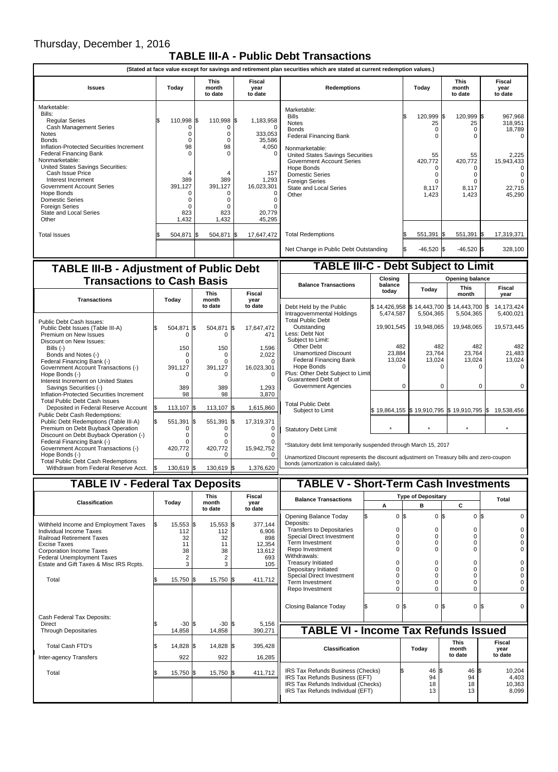Thursday, December 1, 2016

# TABLE III-A - Public Debt Transactions

(Stated at face value except for savings and retirement plan securities which are stated at current redemption values.)

| Issues | Today | This month to date | Fiscal year to date |
|---|---|---|---|
| Marketable: | | | |
| Bills: | | | |
| Regular Series | $ 110,998 | $ 110,998 | $ 1,183,958 |
| Cash Management Series | 0 | 0 | 0 |
| Notes | 0 | 0 | 333,053 |
| Bonds | 0 | 0 | 35,586 |
| Inflation-Protected Securities Increment | 98 | 98 | 4,050 |
| Federal Financing Bank | 0 | 0 | 0 |
| Nonmarketable: | | | |
| United States Savings Securities: | | | |
| Cash Issue Price | 4 | 4 | 157 |
| Interest Increment | 389 | 389 | 1,293 |
| Government Account Series | 391,127 | 391,127 | 16,023,301 |
| Hope Bonds | 0 | 0 | 0 |
| Domestic Series | 0 | 0 | 0 |
| Foreign Series | 0 | 0 | 0 |
| State and Local Series | 823 | 823 | 20,779 |
| Other | 1,432 | 1,432 | 45,295 |
| Total Issues | $ 504,871 | $ 504,871 | $ 17,647,472 |

| Redemptions | Today | This month to date | Fiscal year to date |
|---|---|---|---|
| Marketable: | | | |
| Bills | $ 120,999 | $ 120,999 | $ 967,968 |
| Notes | 25 | 25 | 318,951 |
| Bonds | 0 | 0 | 18,789 |
| Federal Financing Bank | 0 | 0 | 0 |
| Nonmarketable: | | | |
| United States Savings Securities | 55 | 55 | 2,225 |
| Government Account Series | 420,772 | 420,772 | 15,943,433 |
| Hope Bonds | 0 | 0 | 0 |
| Domestic Series | 0 | 0 | 0 |
| Foreign Series | 0 | 0 | 0 |
| State and Local Series | 8,117 | 8,117 | 22,715 |
| Other | 1,423 | 1,423 | 45,290 |
| Total Redemptions | $ 551,391 | $ 551,391 | $ 17,319,371 |
| Net Change in Public Debt Outstanding | $ -46,520 | $ -46,520 | $ 328,100 |

# TABLE III-B - Adjustment of Public Debt Transactions to Cash Basis

| Transactions | Today | This month to date | Fiscal year to date |
|---|---|---|---|
| Public Debt Cash Issues: | | | |
| Public Debt Issues (Table III-A) | $ 504,871 | $ 504,871 | $ 17,647,472 |
| Premium on New Issues | 0 | 0 | 471 |
| Discount on New Issues: | | | |
| Bills (-) | 150 | 150 | 1,596 |
| Bonds and Notes (-) | 0 | 0 | 2,022 |
| Federal Financing Bank (-) | 0 | 0 | 0 |
| Government Account Transactions (-) | 391,127 | 391,127 | 16,023,301 |
| Hope Bonds (-) | 0 | 0 | 0 |
| Interest Increment on United States Savings Securities (-) | 389 | 389 | 1,293 |
| Inflation-Protected Securities Increment | 98 | 98 | 3,870 |
| Total Public Debt Cash Issues Deposited in Federal Reserve Account | $ 113,107 | $ 113,107 | $ 1,615,860 |
| Public Debt Cash Redemptions: | | | |
| Public Debt Redemptions (Table III-A) | $ 551,391 | $ 551,391 | $ 17,319,371 |
| Premium on Debt Buyback Operation | 0 | 0 | 0 |
| Discount on Debt Buyback Operation (-) | 0 | 0 | 0 |
| Federal Financing Bank (-) | 0 | 0 | 0 |
| Government Account Transactions (-) | 420,772 | 420,772 | 15,942,752 |
| Hope Bonds (-) | 0 | 0 | 0 |
| Total Public Debt Cash Redemptions Withdrawn from Federal Reserve Acct. | $ 130,619 | $ 130,619 | $ 1,376,620 |

# TABLE III-C - Debt Subject to Limit

| Balance Transactions | Closing balance today | Opening balance Today | Opening balance This month | Opening balance Fiscal year |
|---|---|---|---|---|
| Debt Held by the Public | $ 14,426,958 | $ 14,443,700 | $ 14,443,700 | $ 14,173,424 |
| Intragovernmental Holdings | 5,474,587 | 5,504,365 | 5,504,365 | 5,400,021 |
| Total Public Debt Outstanding | 19,901,545 | 19,948,065 | 19,948,065 | 19,573,445 |
| Less: Debt Not Subject to Limit: | | | | |
| Other Debt | 482 | 482 | 482 | 482 |
| Unamortized Discount | 23,884 | 23,764 | 23,764 | 21,483 |
| Federal Financing Bank | 13,024 | 13,024 | 13,024 | 13,024 |
| Hope Bonds | 0 | 0 | 0 | 0 |
| Plus: Other Debt Subject to Limit | | | | |
| Guaranteed Debt of Government Agencies | 0 | 0 | 0 | 0 |
| Total Public Debt Subject to Limit | $ 19,864,155 | $ 19,910,795 | $ 19,910,795 | $ 19,538,456 |
| Statutory Debt Limit | * | * | * | * |

*Statutory debt limit temporarily suspended through March 15, 2017

Unamortized Discount represents the discount adjustment on Treasury bills and zero-coupon bonds (amortization is calculated daily).

# TABLE IV - Federal Tax Deposits

| Classification | Today | This month to date | Fiscal year to date |
|---|---|---|---|
| Withheld Income and Employment Taxes | $ 15,553 | $ 15,553 | $ 377,144 |
| Individual Income Taxes | 112 | 112 | 6,906 |
| Railroad Retirement Taxes | 32 | 32 | 898 |
| Excise Taxes | 11 | 11 | 12,354 |
| Corporation Income Taxes | 38 | 38 | 13,612 |
| Federal Unemployment Taxes | 2 | 2 | 693 |
| Estate and Gift Taxes & Misc IRS Rcpts. | 3 | 3 | 105 |
| Total | $ 15,750 | $ 15,750 | $ 411,712 |
| Cash Federal Tax Deposits: | | | |
| Direct | $ -30 | $ -30 | $ 5,156 |
| Through Depositaries | 14,858 | 14,858 | 390,271 |
| Total Cash FTD's | $ 14,828 | $ 14,828 | $ 395,428 |
| Inter-agency Transfers | 922 | 922 | 16,285 |
| Total | $ 15,750 | $ 15,750 | $ 411,712 |

# TABLE V - Short-Term Cash Investments

| Balance Transactions | Type of Depositary A | Type of Depositary B | Type of Depositary C | Total |
|---|---|---|---|---|
| Opening Balance Today | $ 0 | $ 0 | $ 0 | $ 0 |
| Deposits: | | | | |
| Transfers to Depositaries | 0 | 0 | 0 | 0 |
| Special Direct Investment | 0 | 0 | 0 | 0 |
| Term Investment | 0 | 0 | 0 | 0 |
| Repo Investment | 0 | 0 | 0 | 0 |
| Withdrawals: | | | | |
| Treasury Initiated | 0 | 0 | 0 | 0 |
| Depositary Initiated | 0 | 0 | 0 | 0 |
| Special Direct Investment | 0 | 0 | 0 | 0 |
| Term Investment | 0 | 0 | 0 | 0 |
| Repo Investment | 0 | 0 | 0 | 0 |
| Closing Balance Today | $ 0 | $ 0 | $ 0 | $ 0 |

# TABLE VI - Income Tax Refunds Issued

| Classification | Today | This month to date | Fiscal year to date |
|---|---|---|---|
| IRS Tax Refunds Business (Checks) | $ 46 | $ 46 | $ 10,204 |
| IRS Tax Refunds Business (EFT) | 94 | 94 | 4,403 |
| IRS Tax Refunds Individual (Checks) | 18 | 18 | 10,363 |
| IRS Tax Refunds Individual (EFT) | 13 | 13 | 8,099 |